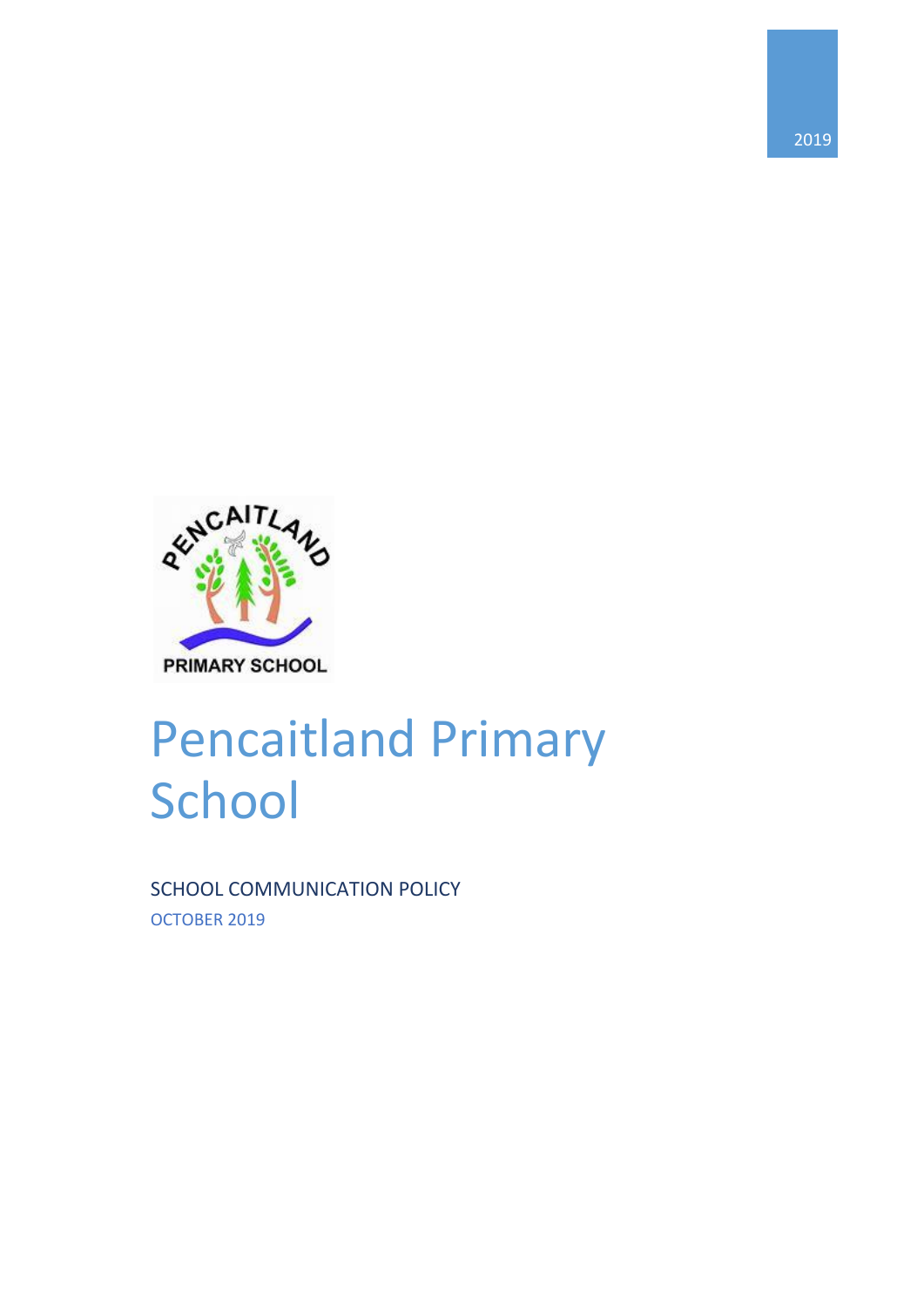2019

# Pencaitland Primary School

SCHOOL COMMUNICATION POLICY

OCTOBER 2019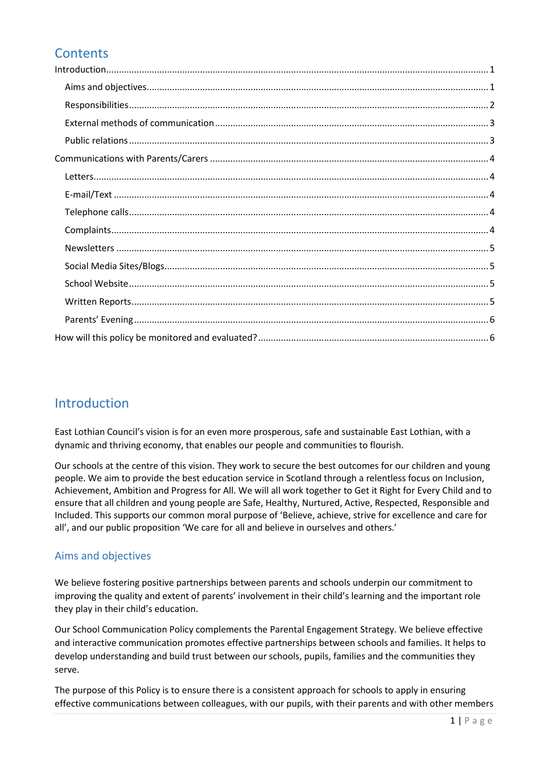# Contents

Introduction .................................................. 1
- Aims and objectives .................................................. 1
- Responsibilities .................................................. 2
- External methods of communication .................................................. 3
- Public relations .................................................. 3

Communications with Parents/Carers .................................................. 4
- Letters .................................................. 4
- E-mail/Text .................................................. 4
- Telephone calls .................................................. 4
- Complaints .................................................. 4
- Newsletters .................................................. 5
- Social Media Sites/Blogs .................................................. 5
- School Website .................................................. 5
- Written Reports .................................................. 5
- Parents' Evening .................................................. 6

How will this policy be monitored and evaluated? .................................................. 6

# Introduction

East Lothian Council's vision is for an even more prosperous, safe and sustainable East Lothian, with a dynamic and thriving economy, that enables our people and communities to flourish.

Our schools at the centre of this vision. They work to secure the best outcomes for our children and young people. We aim to provide the best education service in Scotland through a relentless focus on Inclusion, Achievement, Ambition and Progress for All. We will all work together to Get it Right for Every Child and to ensure that all children and young people are Safe, Healthy, Nurtured, Active, Respected, Responsible and Included. This supports our common moral purpose of 'Believe, achieve, strive for excellence and care for all', and our public proposition 'We care for all and believe in ourselves and others.'

## Aims and objectives

We believe fostering positive partnerships between parents and schools underpin our commitment to improving the quality and extent of parents' involvement in their child's learning and the important role they play in their child's education.

Our School Communication Policy complements the Parental Engagement Strategy. We believe effective and interactive communication promotes effective partnerships between schools and families. It helps to develop understanding and build trust between our schools, pupils, families and the communities they serve.

The purpose of this Policy is to ensure there is a consistent approach for schools to apply in ensuring effective communications between colleagues, with our pupils, with their parents and with other members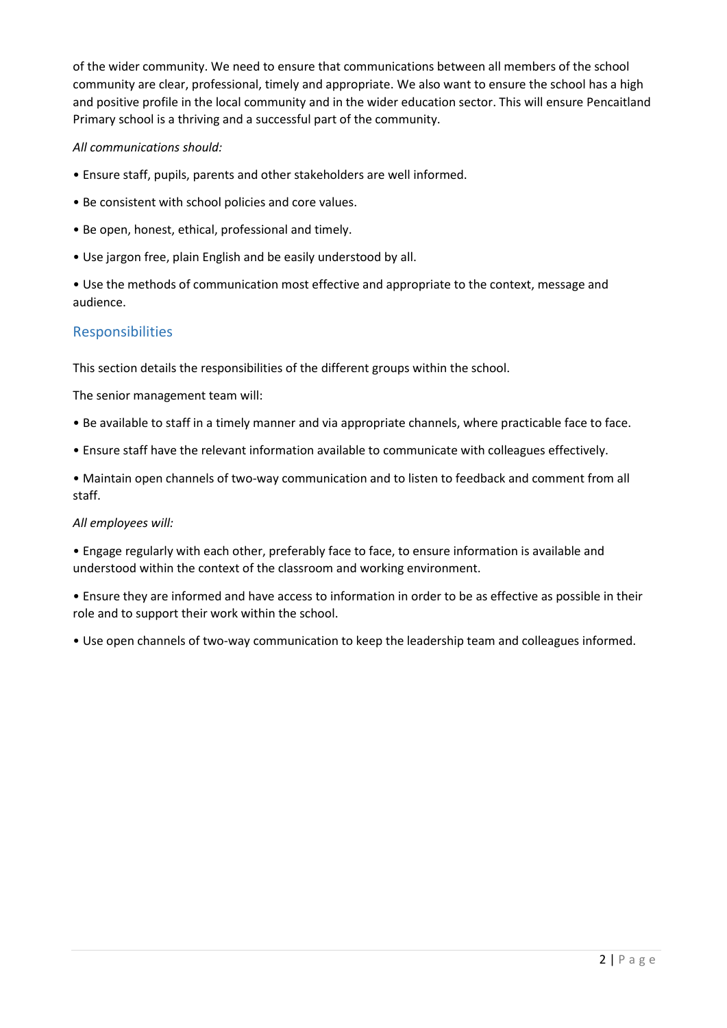of the wider community. We need to ensure that communications between all members of the school community are clear, professional, timely and appropriate. We also want to ensure the school has a high and positive profile in the local community and in the wider education sector. This will ensure Pencaitland Primary school is a thriving and a successful part of the community.

*All communications should:*

- Ensure staff, pupils, parents and other stakeholders are well informed.
- Be consistent with school policies and core values.
- Be open, honest, ethical, professional and timely.
- Use jargon free, plain English and be easily understood by all.
- Use the methods of communication most effective and appropriate to the context, message and audience.

## Responsibilities

This section details the responsibilities of the different groups within the school.

The senior management team will:

- Be available to staff in a timely manner and via appropriate channels, where practicable face to face.
- Ensure staff have the relevant information available to communicate with colleagues effectively.
- Maintain open channels of two-way communication and to listen to feedback and comment from all staff.

*All employees will:*

- Engage regularly with each other, preferably face to face, to ensure information is available and understood within the context of the classroom and working environment.
- Ensure they are informed and have access to information in order to be as effective as possible in their role and to support their work within the school.
- Use open channels of two-way communication to keep the leadership team and colleagues informed.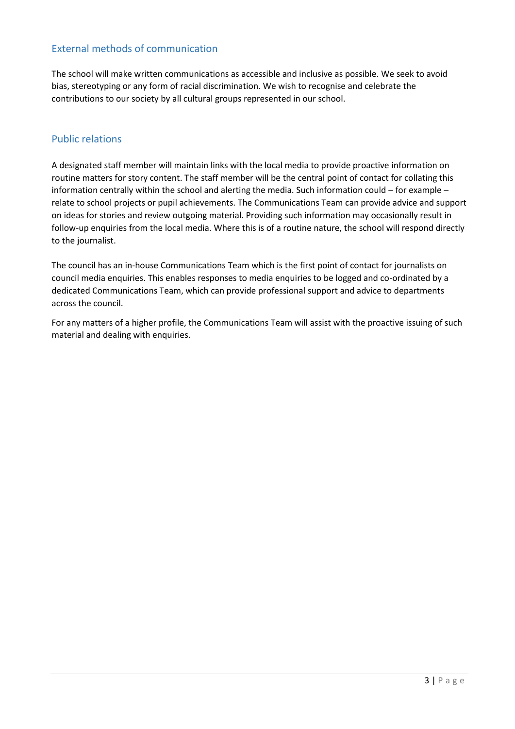## External methods of communication

The school will make written communications as accessible and inclusive as possible. We seek to avoid bias, stereotyping or any form of racial discrimination. We wish to recognise and celebrate the contributions to our society by all cultural groups represented in our school.

## Public relations

A designated staff member will maintain links with the local media to provide proactive information on routine matters for story content. The staff member will be the central point of contact for collating this information centrally within the school and alerting the media. Such information could – for example – relate to school projects or pupil achievements. The Communications Team can provide advice and support on ideas for stories and review outgoing material. Providing such information may occasionally result in follow-up enquiries from the local media. Where this is of a routine nature, the school will respond directly to the journalist.

The council has an in-house Communications Team which is the first point of contact for journalists on council media enquiries. This enables responses to media enquiries to be logged and co-ordinated by a dedicated Communications Team, which can provide professional support and advice to departments across the council.

For any matters of a higher profile, the Communications Team will assist with the proactive issuing of such material and dealing with enquiries.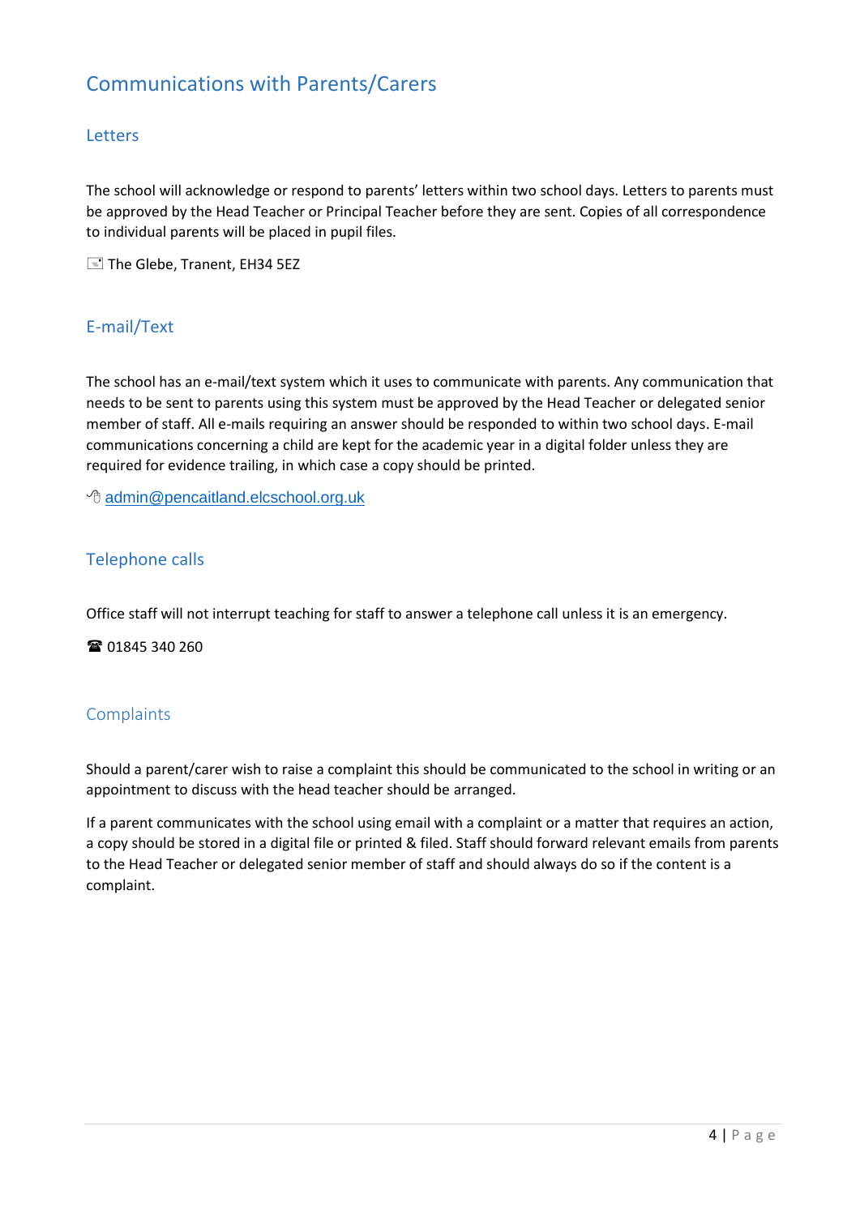## Communications with Parents/Carers

### Letters

The school will acknowledge or respond to parents' letters within two school days. Letters to parents must be approved by the Head Teacher or Principal Teacher before they are sent. Copies of all correspondence to individual parents will be placed in pupil files.

📇 The Glebe, Tranent, EH34 5EZ

### E-mail/Text

The school has an e-mail/text system which it uses to communicate with parents. Any communication that needs to be sent to parents using this system must be approved by the Head Teacher or delegated senior member of staff. All e-mails requiring an answer should be responded to within two school days. E-mail communications concerning a child are kept for the academic year in a digital folder unless they are required for evidence trailing, in which case a copy should be printed.

🖱 admin@pencaitland.elcschool.org.uk

### Telephone calls

Office staff will not interrupt teaching for staff to answer a telephone call unless it is an emergency.

☎ 01845 340 260

### Complaints

Should a parent/carer wish to raise a complaint this should be communicated to the school in writing or an appointment to discuss with the head teacher should be arranged.

If a parent communicates with the school using email with a complaint or a matter that requires an action, a copy should be stored in a digital file or printed & filed. Staff should forward relevant emails from parents to the Head Teacher or delegated senior member of staff and should always do so if the content is a complaint.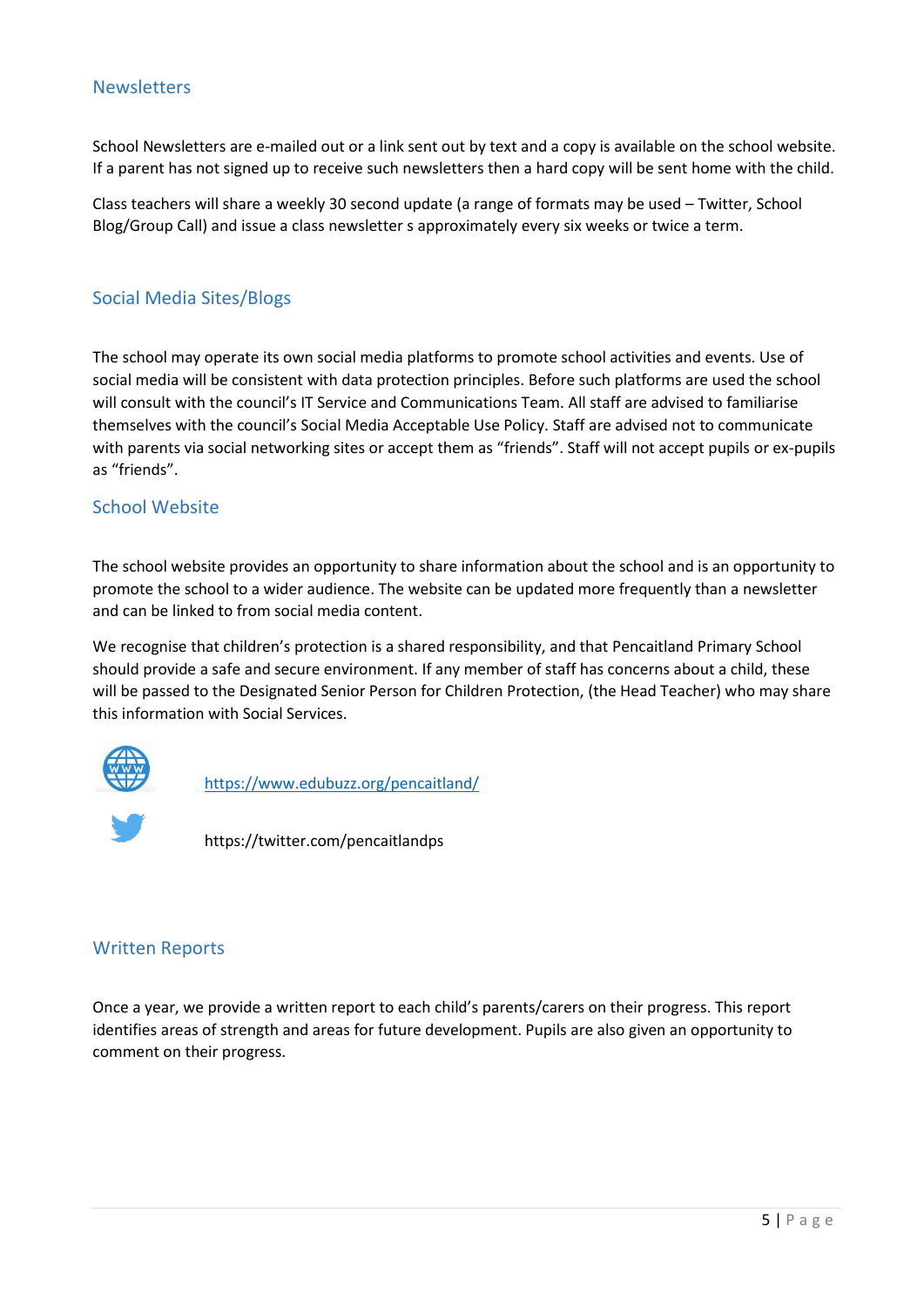## Newsletters

School Newsletters are e-mailed out or a link sent out by text and a copy is available on the school website. If a parent has not signed up to receive such newsletters then a hard copy will be sent home with the child.

Class teachers will share a weekly 30 second update (a range of formats may be used – Twitter, School Blog/Group Call) and issue a class newsletter s approximately every six weeks or twice a term.

## Social Media Sites/Blogs

The school may operate its own social media platforms to promote school activities and events. Use of social media will be consistent with data protection principles. Before such platforms are used the school will consult with the council's IT Service and Communications Team. All staff are advised to familiarise themselves with the council's Social Media Acceptable Use Policy. Staff are advised not to communicate with parents via social networking sites or accept them as "friends". Staff will not accept pupils or ex-pupils as "friends".

## School Website

The school website provides an opportunity to share information about the school and is an opportunity to promote the school to a wider audience. The website can be updated more frequently than a newsletter and can be linked to from social media content.

We recognise that children's protection is a shared responsibility, and that Pencaitland Primary School should provide a safe and secure environment. If any member of staff has concerns about a child, these will be passed to the Designated Senior Person for Children Protection, (the Head Teacher) who may share this information with Social Services.

https://www.edubuzz.org/pencaitland/

https://twitter.com/pencaitlandps

## Written Reports

Once a year, we provide a written report to each child's parents/carers on their progress. This report identifies areas of strength and areas for future development. Pupils are also given an opportunity to comment on their progress.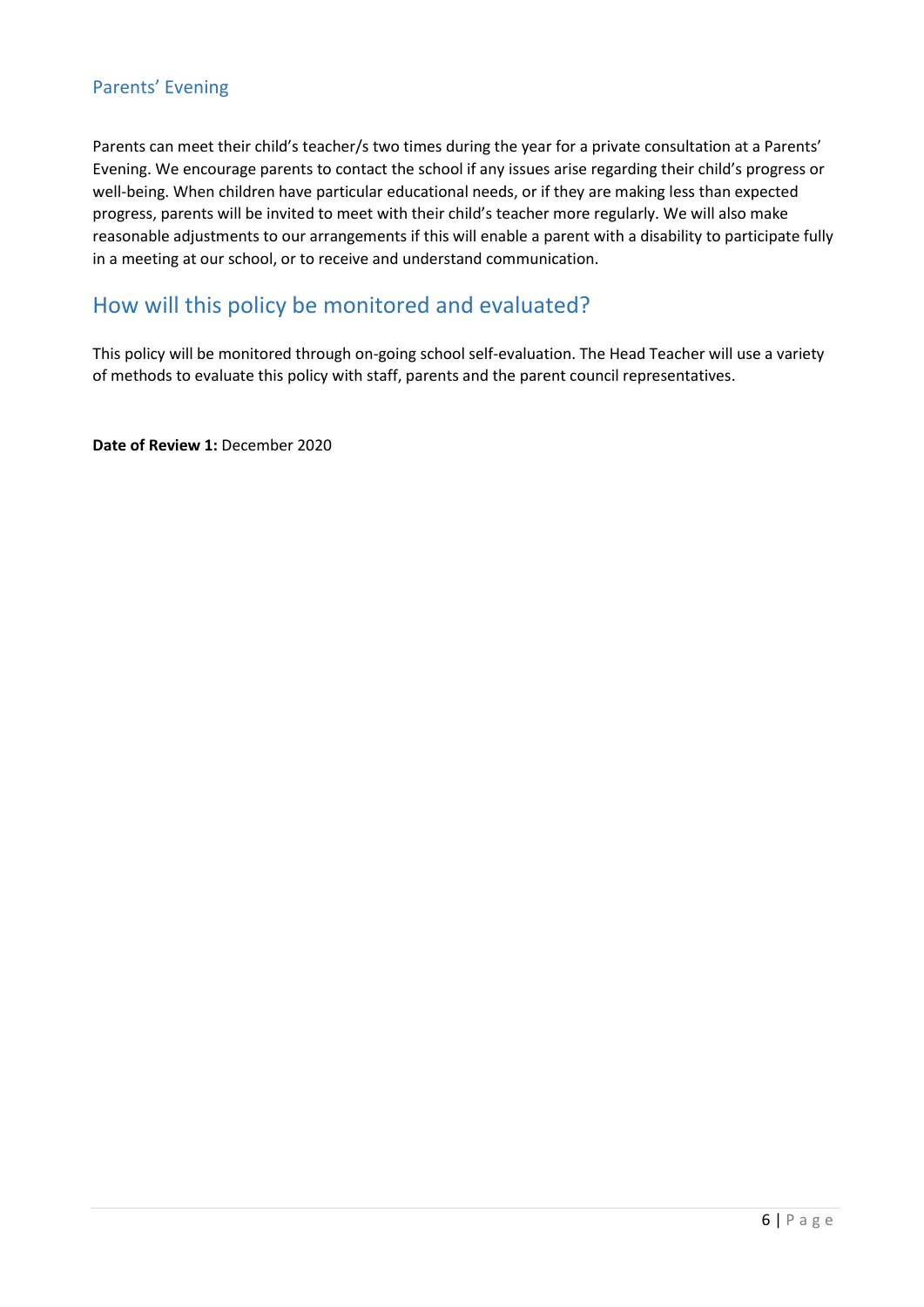### Parents' Evening

Parents can meet their child's teacher/s two times during the year for a private consultation at a Parents' Evening. We encourage parents to contact the school if any issues arise regarding their child's progress or well-being. When children have particular educational needs, or if they are making less than expected progress, parents will be invited to meet with their child's teacher more regularly. We will also make reasonable adjustments to our arrangements if this will enable a parent with a disability to participate fully in a meeting at our school, or to receive and understand communication.

## How will this policy be monitored and evaluated?

This policy will be monitored through on-going school self-evaluation. The Head Teacher will use a variety of methods to evaluate this policy with staff, parents and the parent council representatives.

**Date of Review 1:** December 2020